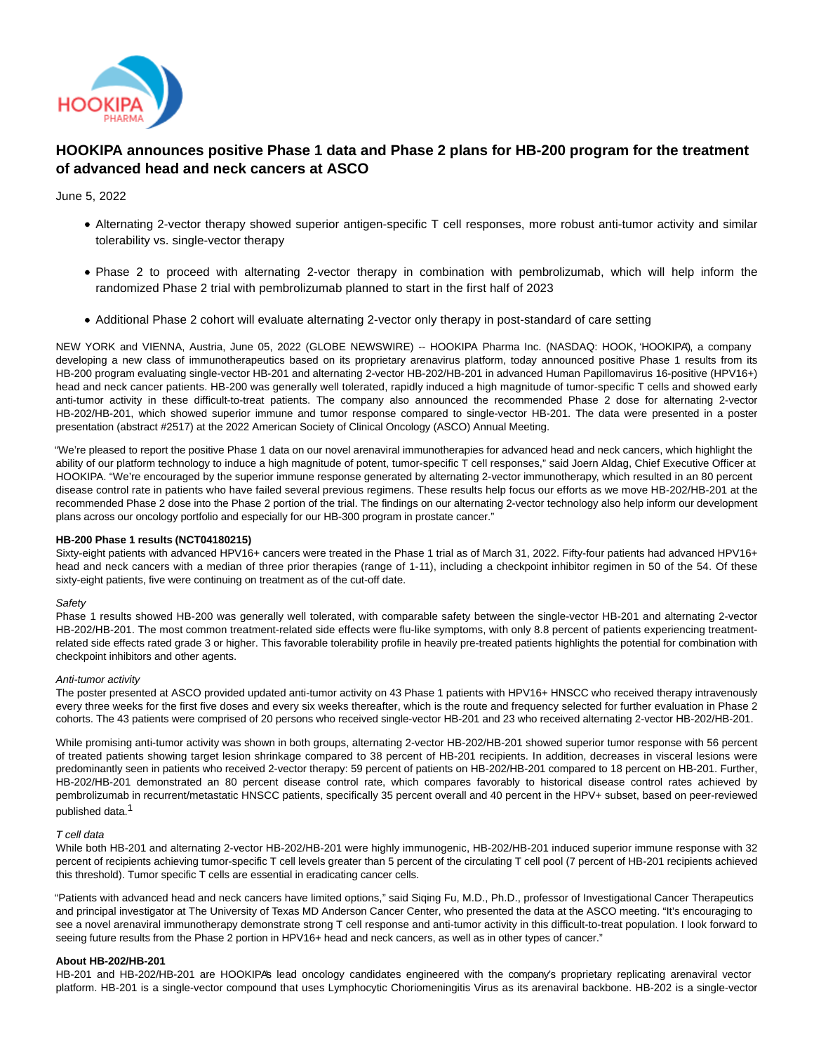# HOOKIPA announces positive Phase 1 data and Phase 2 plans for HB-200 program for the treatment of advanced head and neck cancers at ASCO

June 5, 2022

- Alternating 2-vector therapy showed superior antigen-specific T cell responses, more robust anti-tumor activity and similar tolerability vs. single-vector therapy
- Phase 2 to proceed with alternating 2-vector therapy in combination with pembrolizumab, which will help inform the randomized Phase 2 trial with pembrolizumab planned to start in the first half of 2023
- Additional Phase 2 cohort will evaluate alternating 2-vector only therapy in post-standard of care setting

NEW YORK and VIENNA, Austria, June 05, 2022 (GLOBE NEWSWIRE) -- HOOKIPA Pharma Inc. (NASDAQ: HOOK, 'HOOKIPA'), a company developing a new class of immunotherapeutics based on its proprietary arenavirus platform, today announced positive Phase 1 results from its HB-200 program evaluating single-vector HB-201 and alternating 2-vector HB-202/HB-201 in advanced Human Papillomavirus 16-positive (HPV16+) head and neck cancer patients. HB-200 was generally well tolerated, rapidly induced a high magnitude of tumor-specific T cells and showed early anti-tumor activity in these difficult-to-treat patients. The company also announced the recommended Phase 2 dose for alternating 2-vector HB-202/HB-201, which showed superior immune and tumor response compared to single-vector HB-201. The data were presented in a poster presentation (abstract #2517) at the 2022 American Society of Clinical Oncology (ASCO) Annual Meeting.

"We're pleased to report the positive Phase 1 data on our novel arenaviral immunotherapies for advanced head and neck cancers, which highlight the ability of our platform technology to induce a high magnitude of potent, tumor-specific T cell responses," said Joern Aldag, Chief Executive Officer at HOOKIPA. "We're encouraged by the superior immune response generated by alternating 2-vector immunotherapy, which resulted in an 80 percent disease control rate in patients who have failed several previous regimens. These results help focus our efforts as we move HB-202/HB-201 at the recommended Phase 2 dose into the Phase 2 portion of the trial. The findings on our alternating 2-vector technology also help inform our development plans across our oncology portfolio and especially for our HB-300 program in prostate cancer."

**HB-200 Phase 1 results (NCT04180215)**

Sixty-eight patients with advanced HPV16+ cancers were treated in the Phase 1 trial as of March 31, 2022. Fifty-four patients had advanced HPV16+ head and neck cancers with a median of three prior therapies (range of 1-11), including a checkpoint inhibitor regimen in 50 of the 54. Of these sixty-eight patients, five were continuing on treatment as of the cut-off date.

*Safety*

Phase 1 results showed HB-200 was generally well tolerated, with comparable safety between the single-vector HB-201 and alternating 2-vector HB-202/HB-201. The most common treatment-related side effects were flu-like symptoms, with only 8.8 percent of patients experiencing treatment-related side effects rated grade 3 or higher. This favorable tolerability profile in heavily pre-treated patients highlights the potential for combination with checkpoint inhibitors and other agents.

*Anti-tumor activity*

The poster presented at ASCO provided updated anti-tumor activity on 43 Phase 1 patients with HPV16+ HNSCC who received therapy intravenously every three weeks for the first five doses and every six weeks thereafter, which is the route and frequency selected for further evaluation in Phase 2 cohorts. The 43 patients were comprised of 20 persons who received single-vector HB-201 and 23 who received alternating 2-vector HB-202/HB-201.

While promising anti-tumor activity was shown in both groups, alternating 2-vector HB-202/HB-201 showed superior tumor response with 56 percent of treated patients showing target lesion shrinkage compared to 38 percent of HB-201 recipients. In addition, decreases in visceral lesions were predominantly seen in patients who received 2-vector therapy: 59 percent of patients on HB-202/HB-201 compared to 18 percent on HB-201. Further, HB-202/HB-201 demonstrated an 80 percent disease control rate, which compares favorably to historical disease control rates achieved by pembrolizumab in recurrent/metastatic HNSCC patients, specifically 35 percent overall and 40 percent in the HPV+ subset, based on peer-reviewed published data.[1]

*T cell data*

While both HB-201 and alternating 2-vector HB-202/HB-201 were highly immunogenic, HB-202/HB-201 induced superior immune response with 32 percent of recipients achieving tumor-specific T cell levels greater than 5 percent of the circulating T cell pool (7 percent of HB-201 recipients achieved this threshold). Tumor specific T cells are essential in eradicating cancer cells.

"Patients with advanced head and neck cancers have limited options," said Siqing Fu, M.D., Ph.D., professor of Investigational Cancer Therapeutics and principal investigator at The University of Texas MD Anderson Cancer Center, who presented the data at the ASCO meeting. "It's encouraging to see a novel arenaviral immunotherapy demonstrate strong T cell response and anti-tumor activity in this difficult-to-treat population. I look forward to seeing future results from the Phase 2 portion in HPV16+ head and neck cancers, as well as in other types of cancer."

**About HB-202/HB-201**

HB-201 and HB-202/HB-201 are HOOKIPA's lead oncology candidates engineered with the company's proprietary replicating arenaviral vector platform. HB-201 is a single-vector compound that uses Lymphocytic Choriomeningitis Virus as its arenaviral backbone. HB-202 is a single-vector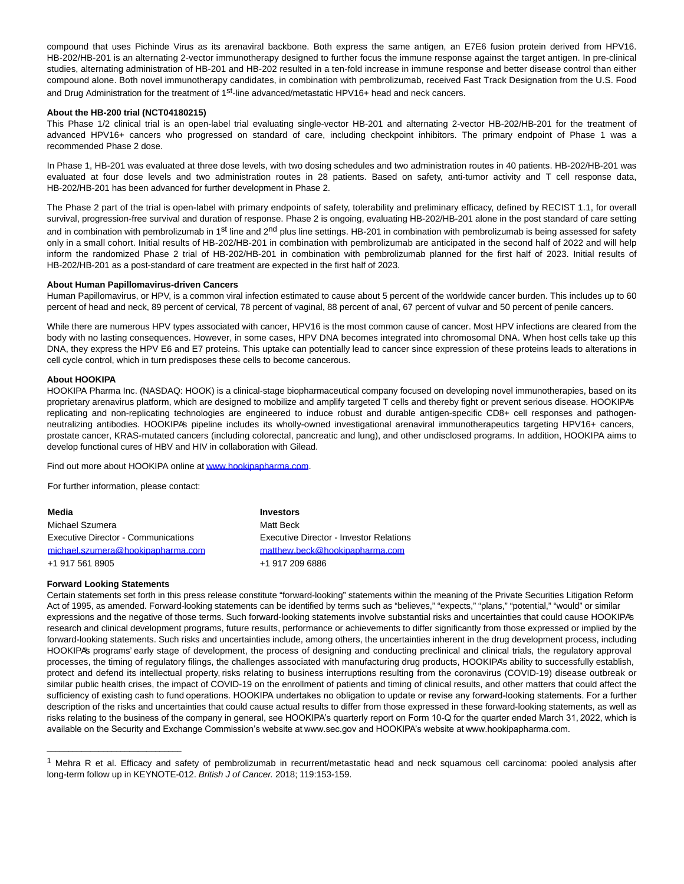compound that uses Pichinde Virus as its arenaviral backbone. Both express the same antigen, an E7E6 fusion protein derived from HPV16. HB-202/HB-201 is an alternating 2-vector immunotherapy designed to further focus the immune response against the target antigen. In pre-clinical studies, alternating administration of HB-201 and HB-202 resulted in a ten-fold increase in immune response and better disease control than either compound alone. Both novel immunotherapy candidates, in combination with pembrolizumab, received Fast Track Designation from the U.S. Food and Drug Administration for the treatment of 1st-line advanced/metastatic HPV16+ head and neck cancers.

**About the HB-200 trial (NCT04180215)**

This Phase 1/2 clinical trial is an open-label trial evaluating single-vector HB-201 and alternating 2-vector HB-202/HB-201 for the treatment of advanced HPV16+ cancers who progressed on standard of care, including checkpoint inhibitors. The primary endpoint of Phase 1 was a recommended Phase 2 dose.

In Phase 1, HB-201 was evaluated at three dose levels, with two dosing schedules and two administration routes in 40 patients. HB-202/HB-201 was evaluated at four dose levels and two administration routes in 28 patients. Based on safety, anti-tumor activity and T cell response data, HB-202/HB-201 has been advanced for further development in Phase 2.

The Phase 2 part of the trial is open-label with primary endpoints of safety, tolerability and preliminary efficacy, defined by RECIST 1.1, for overall survival, progression-free survival and duration of response. Phase 2 is ongoing, evaluating HB-202/HB-201 alone in the post standard of care setting and in combination with pembrolizumab in 1st line and 2nd plus line settings. HB-201 in combination with pembrolizumab is being assessed for safety only in a small cohort. Initial results of HB-202/HB-201 in combination with pembrolizumab are anticipated in the second half of 2022 and will help inform the randomized Phase 2 trial of HB-202/HB-201 in combination with pembrolizumab planned for the first half of 2023. Initial results of HB-202/HB-201 as a post-standard of care treatment are expected in the first half of 2023.

**About Human Papillomavirus-driven Cancers**

Human Papillomavirus, or HPV, is a common viral infection estimated to cause about 5 percent of the worldwide cancer burden. This includes up to 60 percent of head and neck, 89 percent of cervical, 78 percent of vaginal, 88 percent of anal, 67 percent of vulvar and 50 percent of penile cancers.

While there are numerous HPV types associated with cancer, HPV16 is the most common cause of cancer. Most HPV infections are cleared from the body with no lasting consequences. However, in some cases, HPV DNA becomes integrated into chromosomal DNA. When host cells take up this DNA, they express the HPV E6 and E7 proteins. This uptake can potentially lead to cancer since expression of these proteins leads to alterations in cell cycle control, which in turn predisposes these cells to become cancerous.

**About HOOKIPA**

HOOKIPA Pharma Inc. (NASDAQ: HOOK) is a clinical-stage biopharmaceutical company focused on developing novel immunotherapies, based on its proprietary arenavirus platform, which are designed to mobilize and amplify targeted T cells and thereby fight or prevent serious disease. HOOKIPA's replicating and non-replicating technologies are engineered to induce robust and durable antigen-specific CD8+ cell responses and pathogen-neutralizing antibodies. HOOKIPA's pipeline includes its wholly-owned investigational arenaviral immunotherapeutics targeting HPV16+ cancers, prostate cancer, KRAS-mutated cancers (including colorectal, pancreatic and lung), and other undisclosed programs. In addition, HOOKIPA aims to develop functional cures of HBV and HIV in collaboration with Gilead.

Find out more about HOOKIPA online at www.hookipapharma.com.

For further information, please contact:

| Media | Investors |
| --- | --- |
| Michael Szumera | Matt Beck |
| Executive Director - Communications | Executive Director - Investor Relations |
| michael.szumera@hookipapharma.com | matthew.beck@hookipapharma.com |
| +1 917 561 8905 | +1 917 209 6886 |

**Forward Looking Statements**

Certain statements set forth in this press release constitute "forward-looking" statements within the meaning of the Private Securities Litigation Reform Act of 1995, as amended. Forward-looking statements can be identified by terms such as "believes," "expects," "plans," "potential," "would" or similar expressions and the negative of those terms. Such forward-looking statements involve substantial risks and uncertainties that could cause HOOKIPA's research and clinical development programs, future results, performance or achievements to differ significantly from those expressed or implied by the forward-looking statements. Such risks and uncertainties include, among others, the uncertainties inherent in the drug development process, including HOOKIPA's programs' early stage of development, the process of designing and conducting preclinical and clinical trials, the regulatory approval processes, the timing of regulatory filings, the challenges associated with manufacturing drug products, HOOKIPA's ability to successfully establish, protect and defend its intellectual property, risks relating to business interruptions resulting from the coronavirus (COVID-19) disease outbreak or similar public health crises, the impact of COVID-19 on the enrollment of patients and timing of clinical results, and other matters that could affect the sufficiency of existing cash to fund operations. HOOKIPA undertakes no obligation to update or revise any forward-looking statements. For a further description of the risks and uncertainties that could cause actual results to differ from those expressed in these forward-looking statements, as well as risks relating to the business of the company in general, see HOOKIPA's quarterly report on Form 10-Q for the quarter ended March 31, 2022, which is available on the Security and Exchange Commission's website at www.sec.gov and HOOKIPA's website at www.hookipapharma.com.

---

[1] Mehra R et al. Efficacy and safety of pembrolizumab in recurrent/metastatic head and neck squamous cell carcinoma: pooled analysis after long-term follow up in KEYNOTE-012. *British J of Cancer.* 2018; 119:153-159.